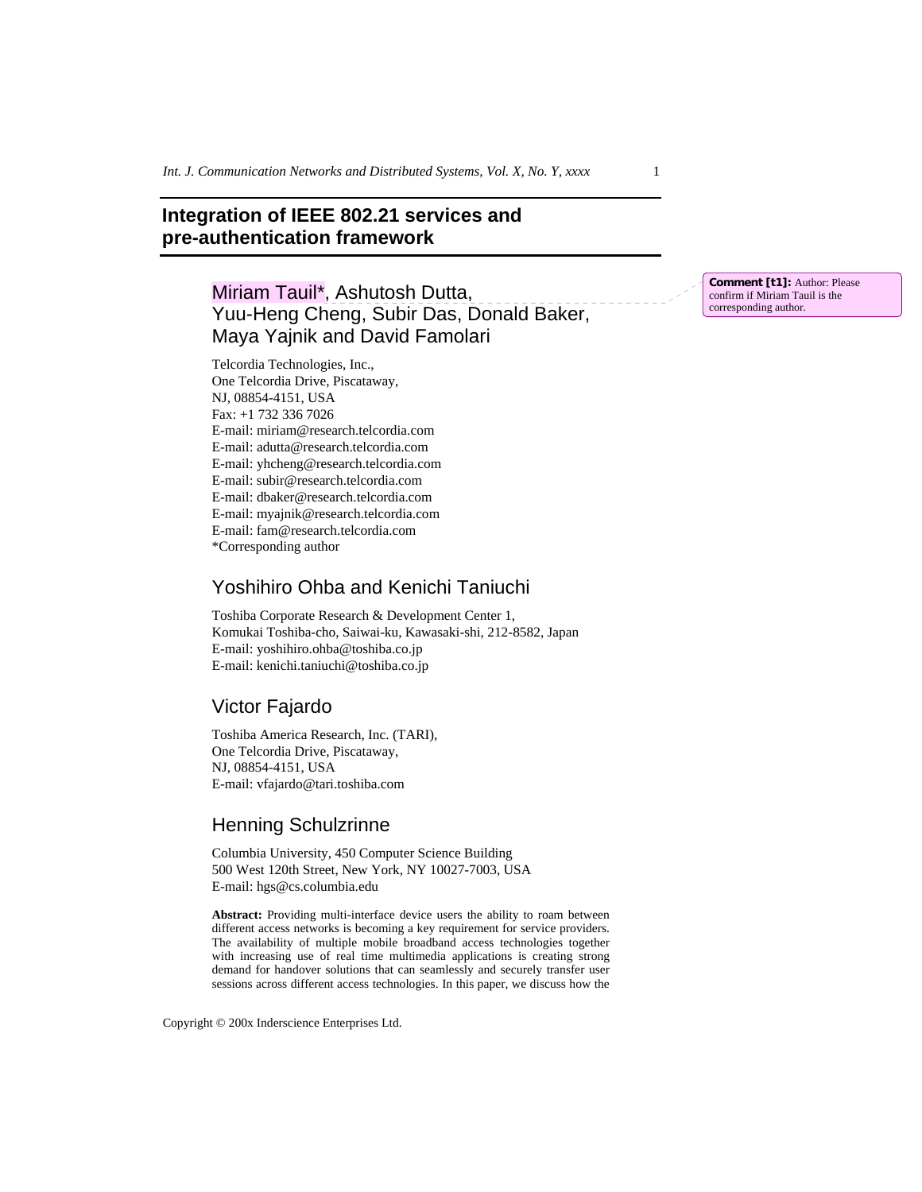# Integration of IEEE 802.21 services and pre-authentication framework

## Miriam Tauil*, Ashutosh Dutta, Yuu-Heng Cheng, Subir Das, Donald Baker, Maya Yajnik and David Famolari

Telcordia Technologies, Inc.,
One Telcordia Drive, Piscataway,
NJ, 08854-4151, USA
Fax: +1 732 336 7026
E-mail: miriam@research.telcordia.com
E-mail: adutta@research.telcordia.com
E-mail: yhcheng@research.telcordia.com
E-mail: subir@research.telcordia.com
E-mail: dbaker@research.telcordia.com
E-mail: myajnik@research.telcordia.com
E-mail: fam@research.telcordia.com
*Corresponding author

**Comment [t1]:** Author: Please confirm if Miriam Tauil is the corresponding author.

## Yoshihiro Ohba and Kenichi Taniuchi

Toshiba Corporate Research & Development Center 1,
Komukai Toshiba-cho, Saiwai-ku, Kawasaki-shi, 212-8582, Japan
E-mail: yoshihiro.ohba@toshiba.co.jp
E-mail: kenichi.taniuchi@toshiba.co.jp

## Victor Fajardo

Toshiba America Research, Inc. (TARI),
One Telcordia Drive, Piscataway,
NJ, 08854-4151, USA
E-mail: vfajardo@tari.toshiba.com

## Henning Schulzrinne

Columbia University, 450 Computer Science Building
500 West 120th Street, New York, NY 10027-7003, USA
E-mail: hgs@cs.columbia.edu

**Abstract:** Providing multi-interface device users the ability to roam between different access networks is becoming a key requirement for service providers. The availability of multiple mobile broadband access technologies together with increasing use of real time multimedia applications is creating strong demand for handover solutions that can seamlessly and securely transfer user sessions across different access technologies. In this paper, we discuss how the

Copyright © 200x Inderscience Enterprises Ltd.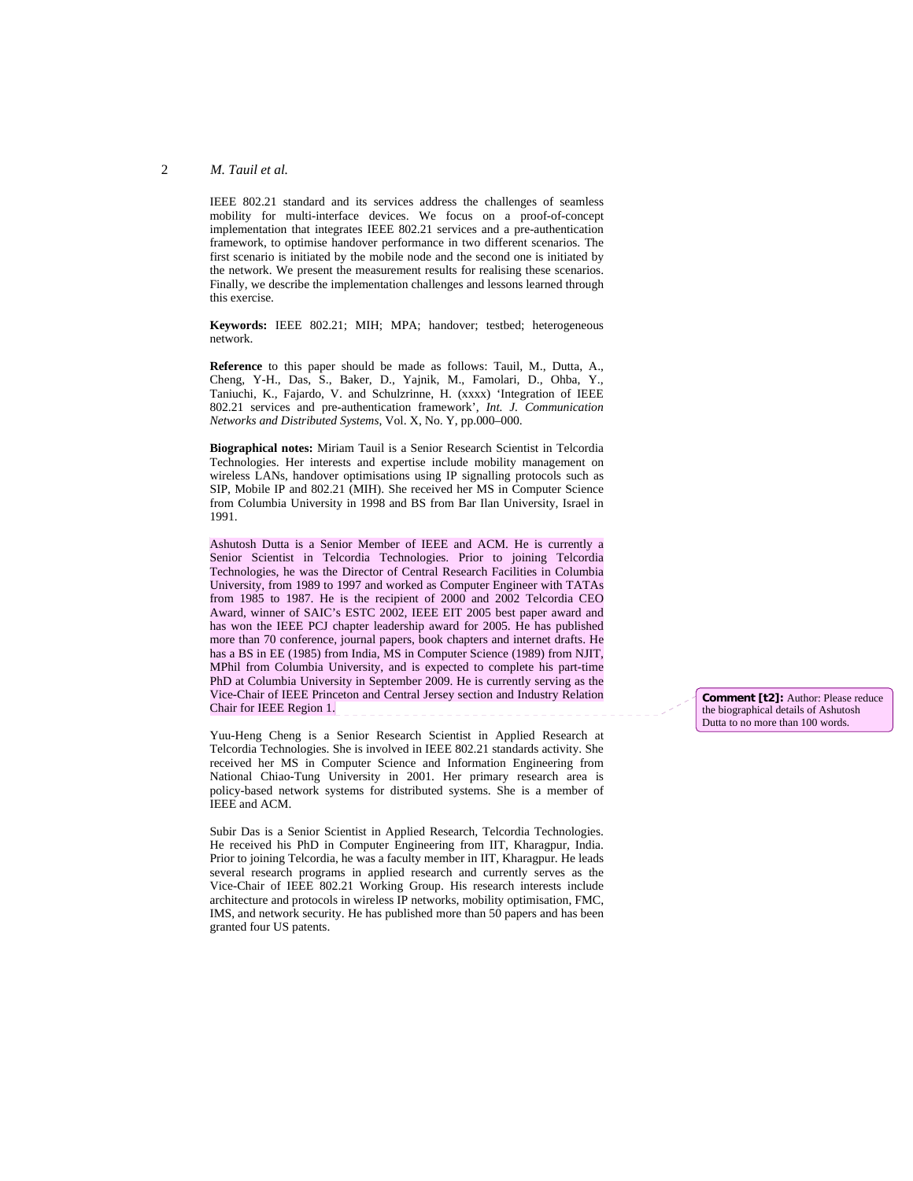IEEE 802.21 standard and its services address the challenges of seamless mobility for multi-interface devices. We focus on a proof-of-concept implementation that integrates IEEE 802.21 services and a pre-authentication framework, to optimise handover performance in two different scenarios. The first scenario is initiated by the mobile node and the second one is initiated by the network. We present the measurement results for realising these scenarios. Finally, we describe the implementation challenges and lessons learned through this exercise.

**Keywords:** IEEE 802.21; MIH; MPA; handover; testbed; heterogeneous network.

**Reference** to this paper should be made as follows: Tauil, M., Dutta, A., Cheng, Y-H., Das, S., Baker, D., Yajnik, M., Famolari, D., Ohba, Y., Taniuchi, K., Fajardo, V. and Schulzrinne, H. (xxxx) 'Integration of IEEE 802.21 services and pre-authentication framework', *Int. J. Communication Networks and Distributed Systems*, Vol. X, No. Y, pp.000–000.

**Biographical notes:** Miriam Tauil is a Senior Research Scientist in Telcordia Technologies. Her interests and expertise include mobility management on wireless LANs, handover optimisations using IP signalling protocols such as SIP, Mobile IP and 802.21 (MIH). She received her MS in Computer Science from Columbia University in 1998 and BS from Bar Ilan University, Israel in 1991.

Ashutosh Dutta is a Senior Member of IEEE and ACM. He is currently a Senior Scientist in Telcordia Technologies. Prior to joining Telcordia Technologies, he was the Director of Central Research Facilities in Columbia University, from 1989 to 1997 and worked as Computer Engineer with TATAs from 1985 to 1987. He is the recipient of 2000 and 2002 Telcordia CEO Award, winner of SAIC's ESTC 2002, IEEE EIT 2005 best paper award and has won the IEEE PCJ chapter leadership award for 2005. He has published more than 70 conference, journal papers, book chapters and internet drafts. He has a BS in EE (1985) from India, MS in Computer Science (1989) from NJIT, MPhil from Columbia University, and is expected to complete his part-time PhD at Columbia University in September 2009. He is currently serving as the Vice-Chair of IEEE Princeton and Central Jersey section and Industry Relation Chair for IEEE Region 1.

Yuu-Heng Cheng is a Senior Research Scientist in Applied Research at Telcordia Technologies. She is involved in IEEE 802.21 standards activity. She received her MS in Computer Science and Information Engineering from National Chiao-Tung University in 2001. Her primary research area is policy-based network systems for distributed systems. She is a member of IEEE and ACM.

Subir Das is a Senior Scientist in Applied Research, Telcordia Technologies. He received his PhD in Computer Engineering from IIT, Kharagpur, India. Prior to joining Telcordia, he was a faculty member in IIT, Kharagpur. He leads several research programs in applied research and currently serves as the Vice-Chair of IEEE 802.21 Working Group. His research interests include architecture and protocols in wireless IP networks, mobility optimisation, FMC, IMS, and network security. He has published more than 50 papers and has been granted four US patents.

**Comment [t2]:** Author: Please reduce the biographical details of Ashutosh Dutta to no more than 100 words.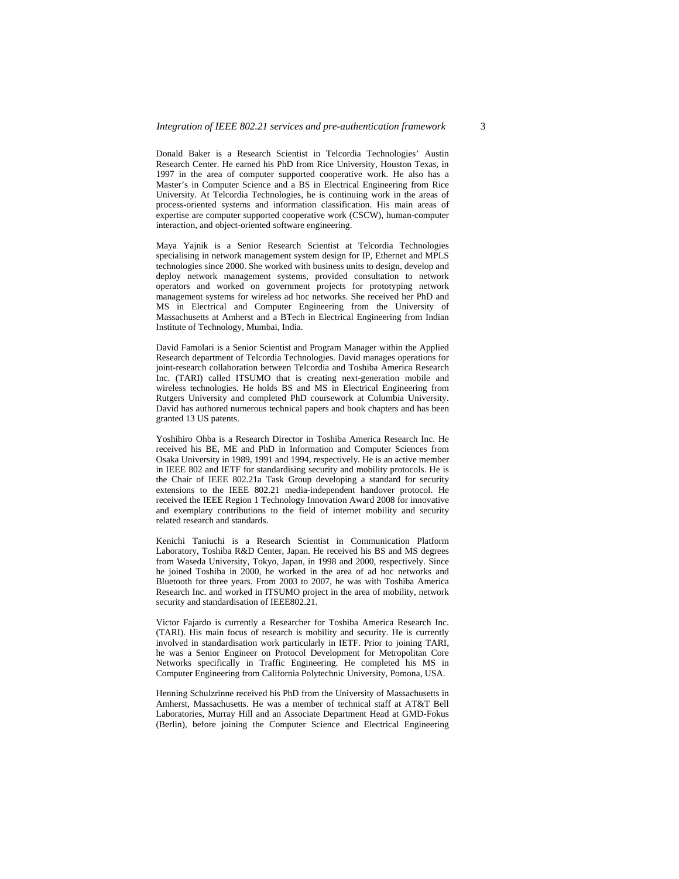Donald Baker is a Research Scientist in Telcordia Technologies' Austin Research Center. He earned his PhD from Rice University, Houston Texas, in 1997 in the area of computer supported cooperative work. He also has a Master's in Computer Science and a BS in Electrical Engineering from Rice University. At Telcordia Technologies, he is continuing work in the areas of process-oriented systems and information classification. His main areas of expertise are computer supported cooperative work (CSCW), human-computer interaction, and object-oriented software engineering.

Maya Yajnik is a Senior Research Scientist at Telcordia Technologies specialising in network management system design for IP, Ethernet and MPLS technologies since 2000. She worked with business units to design, develop and deploy network management systems, provided consultation to network operators and worked on government projects for prototyping network management systems for wireless ad hoc networks. She received her PhD and MS in Electrical and Computer Engineering from the University of Massachusetts at Amherst and a BTech in Electrical Engineering from Indian Institute of Technology, Mumbai, India.

David Famolari is a Senior Scientist and Program Manager within the Applied Research department of Telcordia Technologies. David manages operations for joint-research collaboration between Telcordia and Toshiba America Research Inc. (TARI) called ITSUMO that is creating next-generation mobile and wireless technologies. He holds BS and MS in Electrical Engineering from Rutgers University and completed PhD coursework at Columbia University. David has authored numerous technical papers and book chapters and has been granted 13 US patents.

Yoshihiro Ohba is a Research Director in Toshiba America Research Inc. He received his BE, ME and PhD in Information and Computer Sciences from Osaka University in 1989, 1991 and 1994, respectively. He is an active member in IEEE 802 and IETF for standardising security and mobility protocols. He is the Chair of IEEE 802.21a Task Group developing a standard for security extensions to the IEEE 802.21 media-independent handover protocol. He received the IEEE Region 1 Technology Innovation Award 2008 for innovative and exemplary contributions to the field of internet mobility and security related research and standards.

Kenichi Taniuchi is a Research Scientist in Communication Platform Laboratory, Toshiba R&D Center, Japan. He received his BS and MS degrees from Waseda University, Tokyo, Japan, in 1998 and 2000, respectively. Since he joined Toshiba in 2000, he worked in the area of ad hoc networks and Bluetooth for three years. From 2003 to 2007, he was with Toshiba America Research Inc. and worked in ITSUMO project in the area of mobility, network security and standardisation of IEEE802.21.

Victor Fajardo is currently a Researcher for Toshiba America Research Inc. (TARI). His main focus of research is mobility and security. He is currently involved in standardisation work particularly in IETF. Prior to joining TARI, he was a Senior Engineer on Protocol Development for Metropolitan Core Networks specifically in Traffic Engineering. He completed his MS in Computer Engineering from California Polytechnic University, Pomona, USA.

Henning Schulzrinne received his PhD from the University of Massachusetts in Amherst, Massachusetts. He was a member of technical staff at AT&T Bell Laboratories, Murray Hill and an Associate Department Head at GMD-Fokus (Berlin), before joining the Computer Science and Electrical Engineering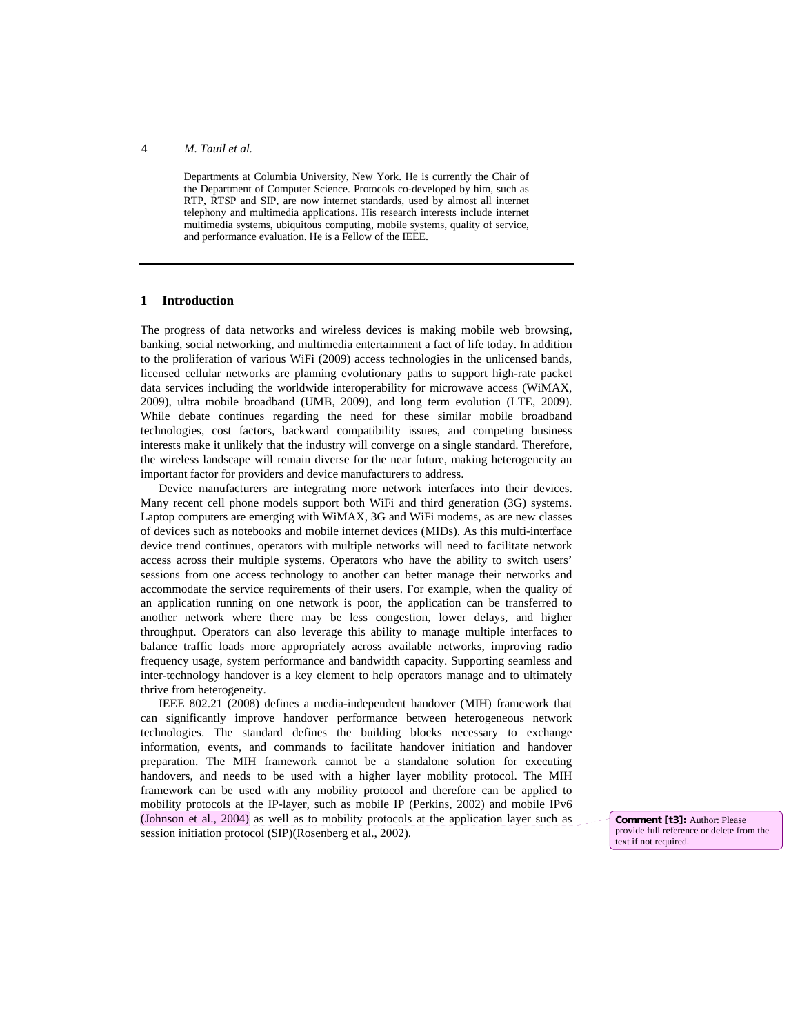Departments at Columbia University, New York. He is currently the Chair of the Department of Computer Science. Protocols co-developed by him, such as RTP, RTSP and SIP, are now internet standards, used by almost all internet telephony and multimedia applications. His research interests include internet multimedia systems, ubiquitous computing, mobile systems, quality of service, and performance evaluation. He is a Fellow of the IEEE.

## 1 Introduction

The progress of data networks and wireless devices is making mobile web browsing, banking, social networking, and multimedia entertainment a fact of life today. In addition to the proliferation of various WiFi (2009) access technologies in the unlicensed bands, licensed cellular networks are planning evolutionary paths to support high-rate packet data services including the worldwide interoperability for microwave access (WiMAX, 2009), ultra mobile broadband (UMB, 2009), and long term evolution (LTE, 2009). While debate continues regarding the need for these similar mobile broadband technologies, cost factors, backward compatibility issues, and competing business interests make it unlikely that the industry will converge on a single standard. Therefore, the wireless landscape will remain diverse for the near future, making heterogeneity an important factor for providers and device manufacturers to address.

Device manufacturers are integrating more network interfaces into their devices. Many recent cell phone models support both WiFi and third generation (3G) systems. Laptop computers are emerging with WiMAX, 3G and WiFi modems, as are new classes of devices such as notebooks and mobile internet devices (MIDs). As this multi-interface device trend continues, operators with multiple networks will need to facilitate network access across their multiple systems. Operators who have the ability to switch users' sessions from one access technology to another can better manage their networks and accommodate the service requirements of their users. For example, when the quality of an application running on one network is poor, the application can be transferred to another network where there may be less congestion, lower delays, and higher throughput. Operators can also leverage this ability to manage multiple interfaces to balance traffic loads more appropriately across available networks, improving radio frequency usage, system performance and bandwidth capacity. Supporting seamless and inter-technology handover is a key element to help operators manage and to ultimately thrive from heterogeneity.

IEEE 802.21 (2008) defines a media-independent handover (MIH) framework that can significantly improve handover performance between heterogeneous network technologies. The standard defines the building blocks necessary to exchange information, events, and commands to facilitate handover initiation and handover preparation. The MIH framework cannot be a standalone solution for executing handovers, and needs to be used with a higher layer mobility protocol. The MIH framework can be used with any mobility protocol and therefore can be applied to mobility protocols at the IP-layer, such as mobile IP (Perkins, 2002) and mobile IPv6 (Johnson et al., 2004) as well as to mobility protocols at the application layer such as session initiation protocol (SIP)(Rosenberg et al., 2002).

**Comment [t3]:** Author: Please provide full reference or delete from the text if not required.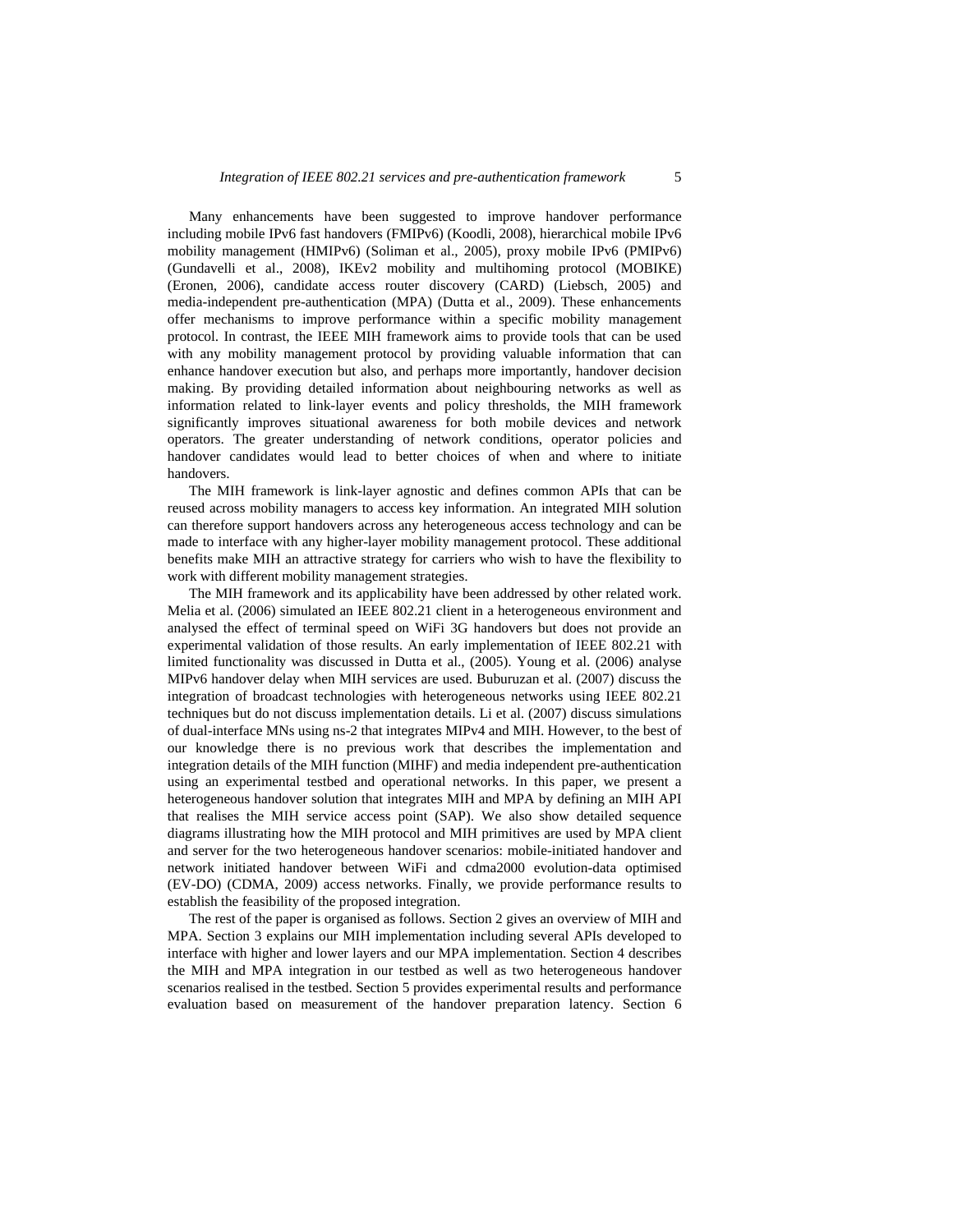Many enhancements have been suggested to improve handover performance including mobile IPv6 fast handovers (FMIPv6) (Koodli, 2008), hierarchical mobile IPv6 mobility management (HMIPv6) (Soliman et al., 2005), proxy mobile IPv6 (PMIPv6) (Gundavelli et al., 2008), IKEv2 mobility and multihoming protocol (MOBIKE) (Eronen, 2006), candidate access router discovery (CARD) (Liebsch, 2005) and media-independent pre-authentication (MPA) (Dutta et al., 2009). These enhancements offer mechanisms to improve performance within a specific mobility management protocol. In contrast, the IEEE MIH framework aims to provide tools that can be used with any mobility management protocol by providing valuable information that can enhance handover execution but also, and perhaps more importantly, handover decision making. By providing detailed information about neighbouring networks as well as information related to link-layer events and policy thresholds, the MIH framework significantly improves situational awareness for both mobile devices and network operators. The greater understanding of network conditions, operator policies and handover candidates would lead to better choices of when and where to initiate handovers.

The MIH framework is link-layer agnostic and defines common APIs that can be reused across mobility managers to access key information. An integrated MIH solution can therefore support handovers across any heterogeneous access technology and can be made to interface with any higher-layer mobility management protocol. These additional benefits make MIH an attractive strategy for carriers who wish to have the flexibility to work with different mobility management strategies.

The MIH framework and its applicability have been addressed by other related work. Melia et al. (2006) simulated an IEEE 802.21 client in a heterogeneous environment and analysed the effect of terminal speed on WiFi 3G handovers but does not provide an experimental validation of those results. An early implementation of IEEE 802.21 with limited functionality was discussed in Dutta et al., (2005). Young et al. (2006) analyse MIPv6 handover delay when MIH services are used. Buburuzan et al. (2007) discuss the integration of broadcast technologies with heterogeneous networks using IEEE 802.21 techniques but do not discuss implementation details. Li et al. (2007) discuss simulations of dual-interface MNs using ns-2 that integrates MIPv4 and MIH. However, to the best of our knowledge there is no previous work that describes the implementation and integration details of the MIH function (MIHF) and media independent pre-authentication using an experimental testbed and operational networks. In this paper, we present a heterogeneous handover solution that integrates MIH and MPA by defining an MIH API that realises the MIH service access point (SAP). We also show detailed sequence diagrams illustrating how the MIH protocol and MIH primitives are used by MPA client and server for the two heterogeneous handover scenarios: mobile-initiated handover and network initiated handover between WiFi and cdma2000 evolution-data optimised (EV-DO) (CDMA, 2009) access networks. Finally, we provide performance results to establish the feasibility of the proposed integration.

The rest of the paper is organised as follows. Section 2 gives an overview of MIH and MPA. Section 3 explains our MIH implementation including several APIs developed to interface with higher and lower layers and our MPA implementation. Section 4 describes the MIH and MPA integration in our testbed as well as two heterogeneous handover scenarios realised in the testbed. Section 5 provides experimental results and performance evaluation based on measurement of the handover preparation latency. Section 6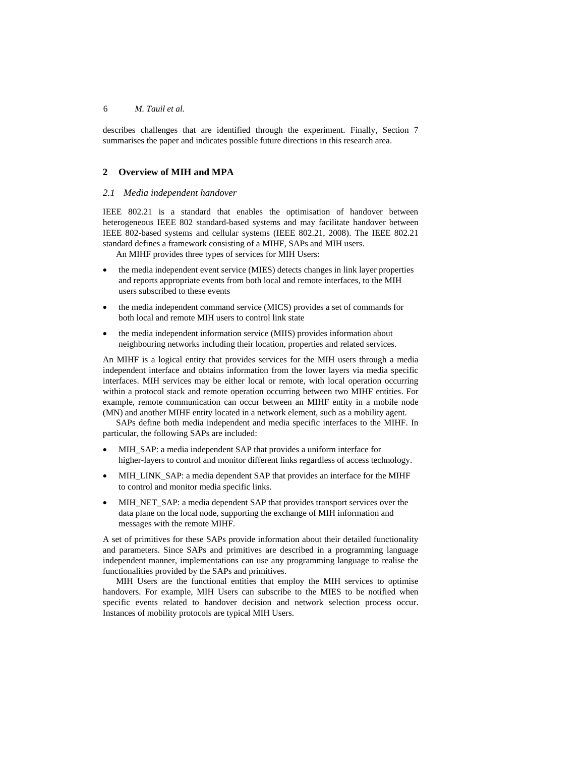describes challenges that are identified through the experiment. Finally, Section 7 summarises the paper and indicates possible future directions in this research area.

## 2 Overview of MIH and MPA

### *2.1 Media independent handover*

IEEE 802.21 is a standard that enables the optimisation of handover between heterogeneous IEEE 802 standard-based systems and may facilitate handover between IEEE 802-based systems and cellular systems (IEEE 802.21, 2008). The IEEE 802.21 standard defines a framework consisting of a MIHF, SAPs and MIH users.

An MIHF provides three types of services for MIH Users:

- the media independent event service (MIES) detects changes in link layer properties and reports appropriate events from both local and remote interfaces, to the MIH users subscribed to these events
- the media independent command service (MICS) provides a set of commands for both local and remote MIH users to control link state
- the media independent information service (MIIS) provides information about neighbouring networks including their location, properties and related services.

An MIHF is a logical entity that provides services for the MIH users through a media independent interface and obtains information from the lower layers via media specific interfaces. MIH services may be either local or remote, with local operation occurring within a protocol stack and remote operation occurring between two MIHF entities. For example, remote communication can occur between an MIHF entity in a mobile node (MN) and another MIHF entity located in a network element, such as a mobility agent.

SAPs define both media independent and media specific interfaces to the MIHF. In particular, the following SAPs are included:

- MIH_SAP: a media independent SAP that provides a uniform interface for higher-layers to control and monitor different links regardless of access technology.
- MIH_LINK_SAP: a media dependent SAP that provides an interface for the MIHF to control and monitor media specific links.
- MIH_NET_SAP: a media dependent SAP that provides transport services over the data plane on the local node, supporting the exchange of MIH information and messages with the remote MIHF.

A set of primitives for these SAPs provide information about their detailed functionality and parameters. Since SAPs and primitives are described in a programming language independent manner, implementations can use any programming language to realise the functionalities provided by the SAPs and primitives.

MIH Users are the functional entities that employ the MIH services to optimise handovers. For example, MIH Users can subscribe to the MIES to be notified when specific events related to handover decision and network selection process occur. Instances of mobility protocols are typical MIH Users.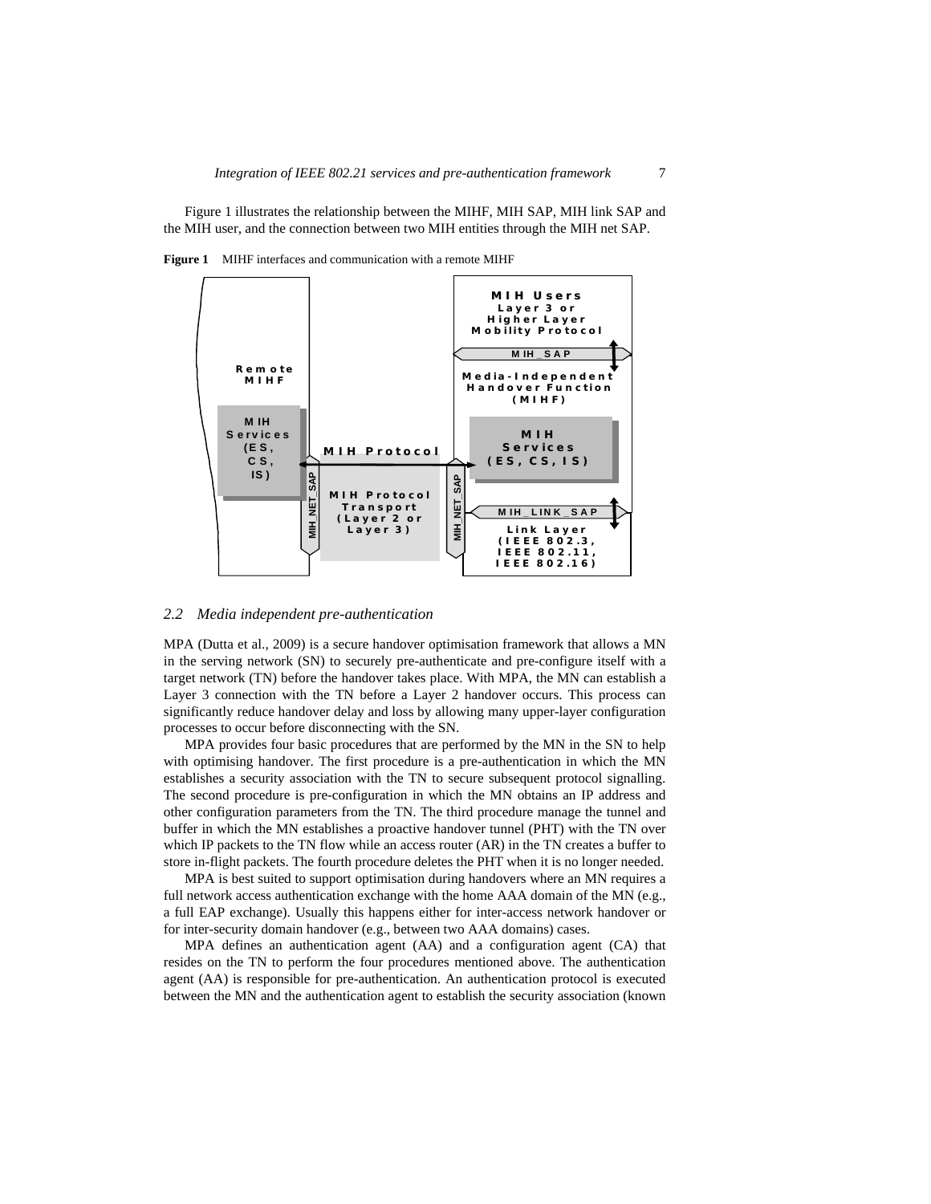Figure 1 illustrates the relationship between the MIHF, MIH SAP, MIH link SAP and the MIH user, and the connection between two MIH entities through the MIH net SAP.

**Figure 1** MIHF interfaces and communication with a remote MIHF

## 2.2 Media independent pre-authentication

MPA (Dutta et al., 2009) is a secure handover optimisation framework that allows a MN in the serving network (SN) to securely pre-authenticate and pre-configure itself with a target network (TN) before the handover takes place. With MPA, the MN can establish a Layer 3 connection with the TN before a Layer 2 handover occurs. This process can significantly reduce handover delay and loss by allowing many upper-layer configuration processes to occur before disconnecting with the SN.

MPA provides four basic procedures that are performed by the MN in the SN to help with optimising handover. The first procedure is a pre-authentication in which the MN establishes a security association with the TN to secure subsequent protocol signalling. The second procedure is pre-configuration in which the MN obtains an IP address and other configuration parameters from the TN. The third procedure manage the tunnel and buffer in which the MN establishes a proactive handover tunnel (PHT) with the TN over which IP packets to the TN flow while an access router (AR) in the TN creates a buffer to store in-flight packets. The fourth procedure deletes the PHT when it is no longer needed.

MPA is best suited to support optimisation during handovers where an MN requires a full network access authentication exchange with the home AAA domain of the MN (e.g., a full EAP exchange). Usually this happens either for inter-access network handover or for inter-security domain handover (e.g., between two AAA domains) cases.

MPA defines an authentication agent (AA) and a configuration agent (CA) that resides on the TN to perform the four procedures mentioned above. The authentication agent (AA) is responsible for pre-authentication. An authentication protocol is executed between the MN and the authentication agent to establish the security association (known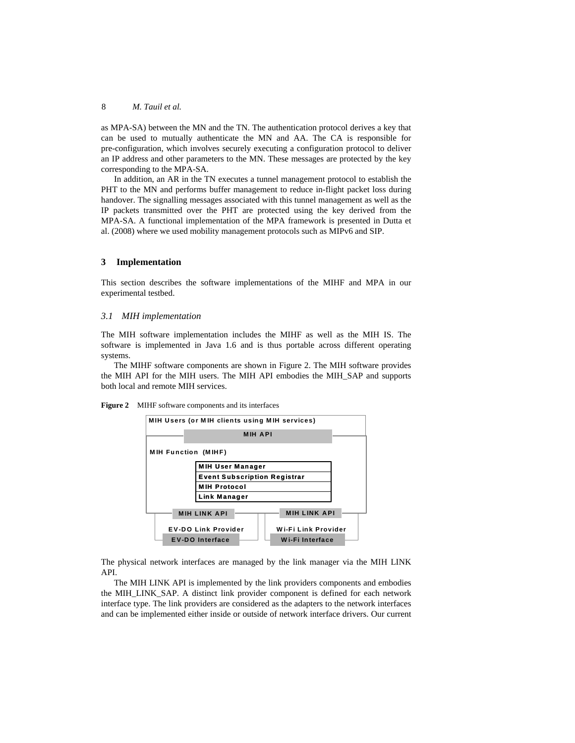as MPA-SA) between the MN and the TN. The authentication protocol derives a key that can be used to mutually authenticate the MN and AA. The CA is responsible for pre-configuration, which involves securely executing a configuration protocol to deliver an IP address and other parameters to the MN. These messages are protected by the key corresponding to the MPA-SA.

In addition, an AR in the TN executes a tunnel management protocol to establish the PHT to the MN and performs buffer management to reduce in-flight packet loss during handover. The signalling messages associated with this tunnel management as well as the IP packets transmitted over the PHT are protected using the key derived from the MPA-SA. A functional implementation of the MPA framework is presented in Dutta et al. (2008) where we used mobility management protocols such as MIPv6 and SIP.

## 3 Implementation

This section describes the software implementations of the MIHF and MPA in our experimental testbed.

### *3.1 MIH implementation*

The MIH software implementation includes the MIHF as well as the MIH IS. The software is implemented in Java 1.6 and is thus portable across different operating systems.

The MIHF software components are shown in Figure 2. The MIH software provides the MIH API for the MIH users. The MIH API embodies the MIH_SAP and supports both local and remote MIH services.

**Figure 2** MIHF software components and its interfaces

MIH Users (or MIH clients using MIH services)

MIH API

MIH Function (MIHF)

MIH User Manager
Event Subscription Registrar
MIH Protocol
Link Manager

MIH LINK API | MIH LINK API

EV-DO Link Provider | Wi-Fi Link Provider

EV-DO Interface | Wi-Fi Interface

The physical network interfaces are managed by the link manager via the MIH LINK API.

The MIH LINK API is implemented by the link providers components and embodies the MIH_LINK_SAP. A distinct link provider component is defined for each network interface type. The link providers are considered as the adapters to the network interfaces and can be implemented either inside or outside of network interface drivers. Our current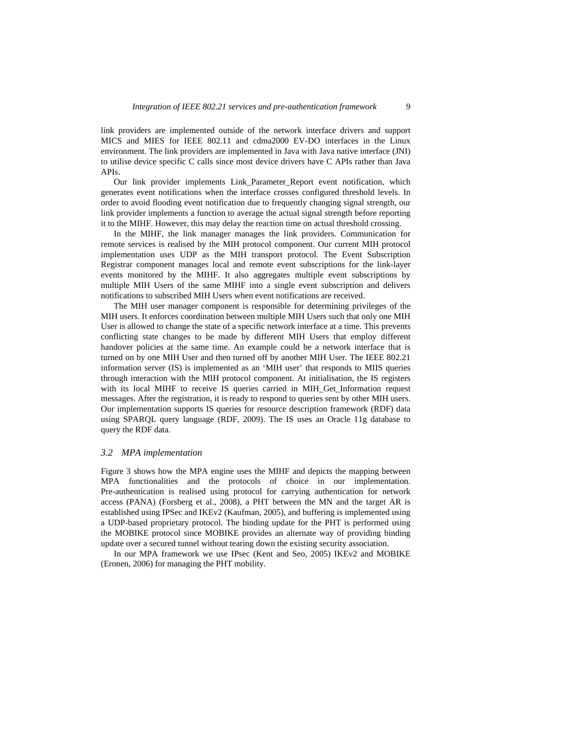link providers are implemented outside of the network interface drivers and support MICS and MIES for IEEE 802.11 and cdma2000 EV-DO interfaces in the Linux environment. The link providers are implemented in Java with Java native interface (JNI) to utilise device specific C calls since most device drivers have C APIs rather than Java APIs.

Our link provider implements Link_Parameter_Report event notification, which generates event notifications when the interface crosses configured threshold levels. In order to avoid flooding event notification due to frequently changing signal strength, our link provider implements a function to average the actual signal strength before reporting it to the MIHF. However, this may delay the reaction time on actual threshold crossing.

In the MIHF, the link manager manages the link providers. Communication for remote services is realised by the MIH protocol component. Our current MIH protocol implementation uses UDP as the MIH transport protocol. The Event Subscription Registrar component manages local and remote event subscriptions for the link-layer events monitored by the MIHF. It also aggregates multiple event subscriptions by multiple MIH Users of the same MIHF into a single event subscription and delivers notifications to subscribed MIH Users when event notifications are received.

The MIH user manager component is responsible for determining privileges of the MIH users. It enforces coordination between multiple MIH Users such that only one MIH User is allowed to change the state of a specific network interface at a time. This prevents conflicting state changes to be made by different MIH Users that employ different handover policies at the same time. An example could be a network interface that is turned on by one MIH User and then turned off by another MIH User. The IEEE 802.21 information server (IS) is implemented as an 'MIH user' that responds to MIIS queries through interaction with the MIH protocol component. At initialisation, the IS registers with its local MIHF to receive IS queries carried in MIH_Get_Information request messages. After the registration, it is ready to respond to queries sent by other MIH users. Our implementation supports IS queries for resource description framework (RDF) data using SPARQL query language (RDF, 2009). The IS uses an Oracle 11g database to query the RDF data.

### *3.2 MPA implementation*

Figure 3 shows how the MPA engine uses the MIHF and depicts the mapping between MPA functionalities and the protocols of choice in our implementation. Pre-authentication is realised using protocol for carrying authentication for network access (PANA) (Forsberg et al., 2008), a PHT between the MN and the target AR is established using IPSec and IKEv2 (Kaufman, 2005), and buffering is implemented using a UDP-based proprietary protocol. The binding update for the PHT is performed using the MOBIKE protocol since MOBIKE provides an alternate way of providing binding update over a secured tunnel without tearing down the existing security association.

In our MPA framework we use IPsec (Kent and Seo, 2005) IKEv2 and MOBIKE (Eronen, 2006) for managing the PHT mobility.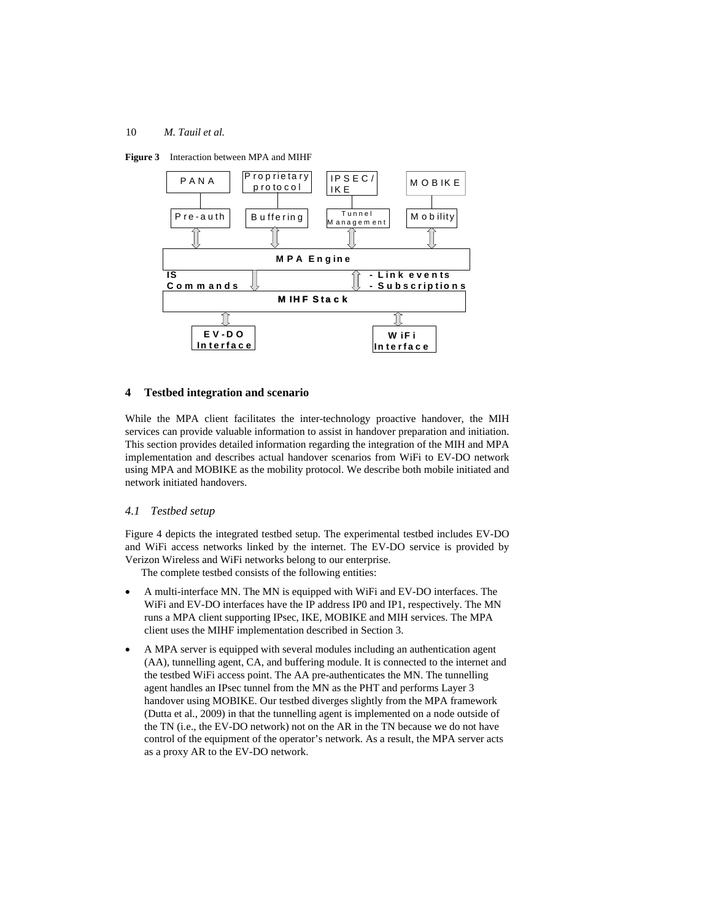**Figure 3** Interaction between MPA and MIHF

PANA | Proprietary protocol | IPSEC/IKE | MOBIKE

Pre-auth | Buffering | Tunnel Management | Mobility

MPA Engine

IS Commands | - Link events - Subscriptions

MIHF Stack

EV-DO Interface | WiFi Interface

## 4 Testbed integration and scenario

While the MPA client facilitates the inter-technology proactive handover, the MIH services can provide valuable information to assist in handover preparation and initiation. This section provides detailed information regarding the integration of the MIH and MPA implementation and describes actual handover scenarios from WiFi to EV-DO network using MPA and MOBIKE as the mobility protocol. We describe both mobile initiated and network initiated handovers.

### *4.1 Testbed setup*

Figure 4 depicts the integrated testbed setup. The experimental testbed includes EV-DO and WiFi access networks linked by the internet. The EV-DO service is provided by Verizon Wireless and WiFi networks belong to our enterprise.

The complete testbed consists of the following entities:

- A multi-interface MN. The MN is equipped with WiFi and EV-DO interfaces. The WiFi and EV-DO interfaces have the IP address IP0 and IP1, respectively. The MN runs a MPA client supporting IPsec, IKE, MOBIKE and MIH services. The MPA client uses the MIHF implementation described in Section 3.
- A MPA server is equipped with several modules including an authentication agent (AA), tunnelling agent, CA, and buffering module. It is connected to the internet and the testbed WiFi access point. The AA pre-authenticates the MN. The tunnelling agent handles an IPsec tunnel from the MN as the PHT and performs Layer 3 handover using MOBIKE. Our testbed diverges slightly from the MPA framework (Dutta et al., 2009) in that the tunnelling agent is implemented on a node outside of the TN (i.e., the EV-DO network) not on the AR in the TN because we do not have control of the equipment of the operator's network. As a result, the MPA server acts as a proxy AR to the EV-DO network.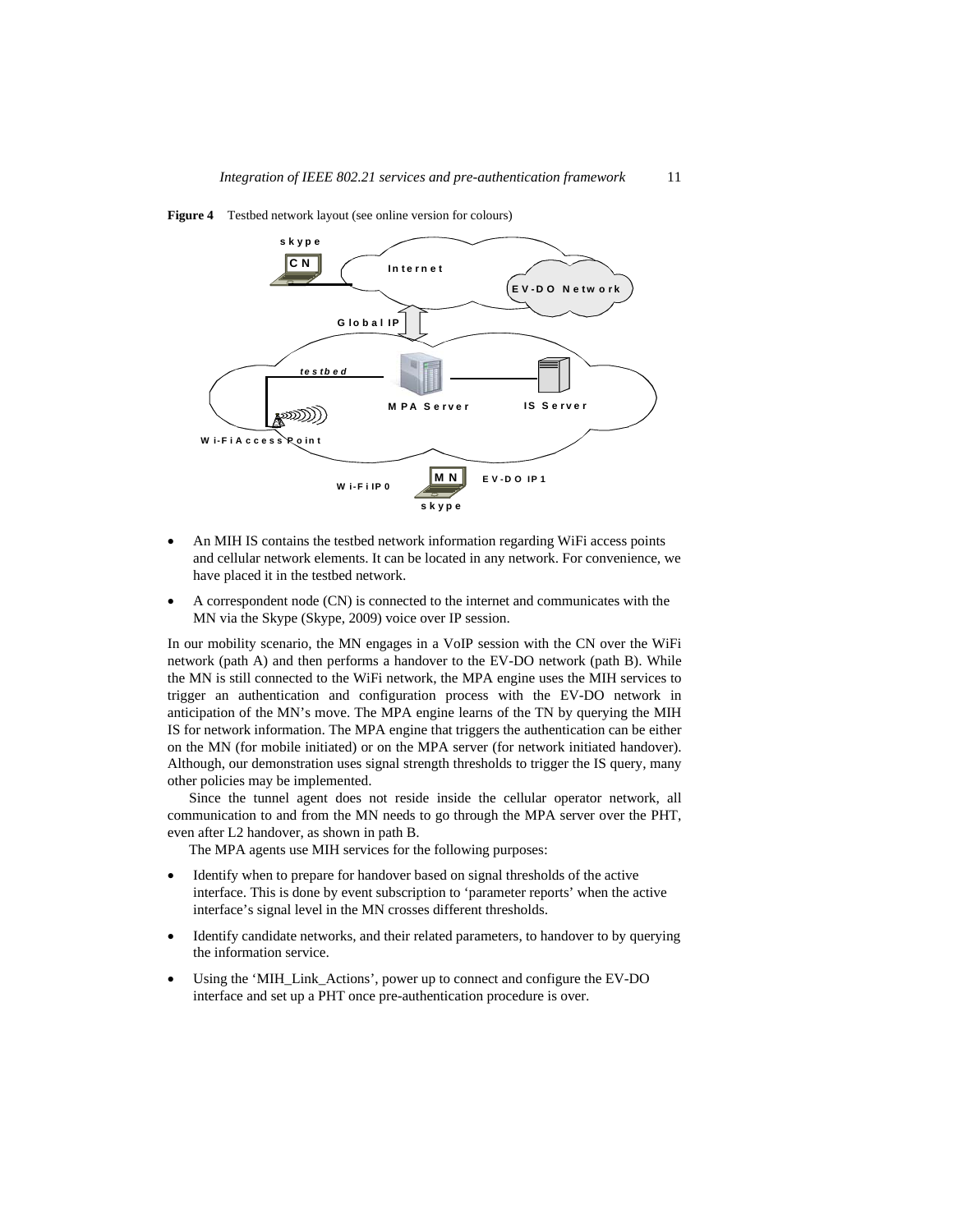**Figure 4** Testbed network layout (see online version for colours)

- An MIH IS contains the testbed network information regarding WiFi access points and cellular network elements. It can be located in any network. For convenience, we have placed it in the testbed network.
- A correspondent node (CN) is connected to the internet and communicates with the MN via the Skype (Skype, 2009) voice over IP session.

In our mobility scenario, the MN engages in a VoIP session with the CN over the WiFi network (path A) and then performs a handover to the EV-DO network (path B). While the MN is still connected to the WiFi network, the MPA engine uses the MIH services to trigger an authentication and configuration process with the EV-DO network in anticipation of the MN's move. The MPA engine learns of the TN by querying the MIH IS for network information. The MPA engine that triggers the authentication can be either on the MN (for mobile initiated) or on the MPA server (for network initiated handover). Although, our demonstration uses signal strength thresholds to trigger the IS query, many other policies may be implemented.

Since the tunnel agent does not reside inside the cellular operator network, all communication to and from the MN needs to go through the MPA server over the PHT, even after L2 handover, as shown in path B.

The MPA agents use MIH services for the following purposes:

- Identify when to prepare for handover based on signal thresholds of the active interface. This is done by event subscription to 'parameter reports' when the active interface's signal level in the MN crosses different thresholds.
- Identify candidate networks, and their related parameters, to handover to by querying the information service.
- Using the 'MIH_Link_Actions', power up to connect and configure the EV-DO interface and set up a PHT once pre-authentication procedure is over.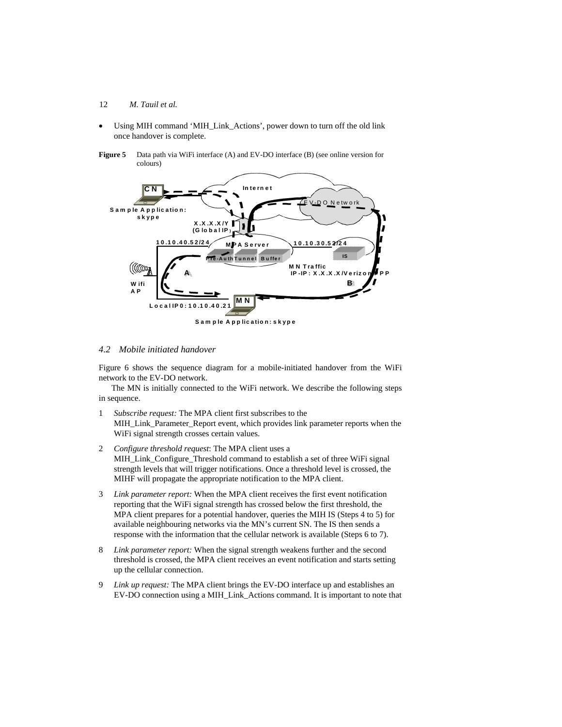- Using MIH command 'MIH_Link_Actions', power down to turn off the old link once handover is complete.

**Figure 5** Data path via WiFi interface (A) and EV-DO interface (B) (see online version for colours)

### 4.2 Mobile initiated handover

Figure 6 shows the sequence diagram for a mobile-initiated handover from the WiFi network to the EV-DO network.

The MN is initially connected to the WiFi network. We describe the following steps in sequence.

1. *Subscribe request:* The MPA client first subscribes to the MIH_Link_Parameter_Report event, which provides link parameter reports when the WiFi signal strength crosses certain values.
2. *Configure threshold request*: The MPA client uses a MIH_Link_Configure_Threshold command to establish a set of three WiFi signal strength levels that will trigger notifications. Once a threshold level is crossed, the MIHF will propagate the appropriate notification to the MPA client.
3. *Link parameter report:* When the MPA client receives the first event notification reporting that the WiFi signal strength has crossed below the first threshold, the MPA client prepares for a potential handover, queries the MIH IS (Steps 4 to 5) for available neighbouring networks via the MN's current SN. The IS then sends a response with the information that the cellular network is available (Steps 6 to 7).

8. *Link parameter report:* When the signal strength weakens further and the second threshold is crossed, the MPA client receives an event notification and starts setting up the cellular connection.
9. *Link up request:* The MPA client brings the EV-DO interface up and establishes an EV-DO connection using a MIH_Link_Actions command. It is important to note that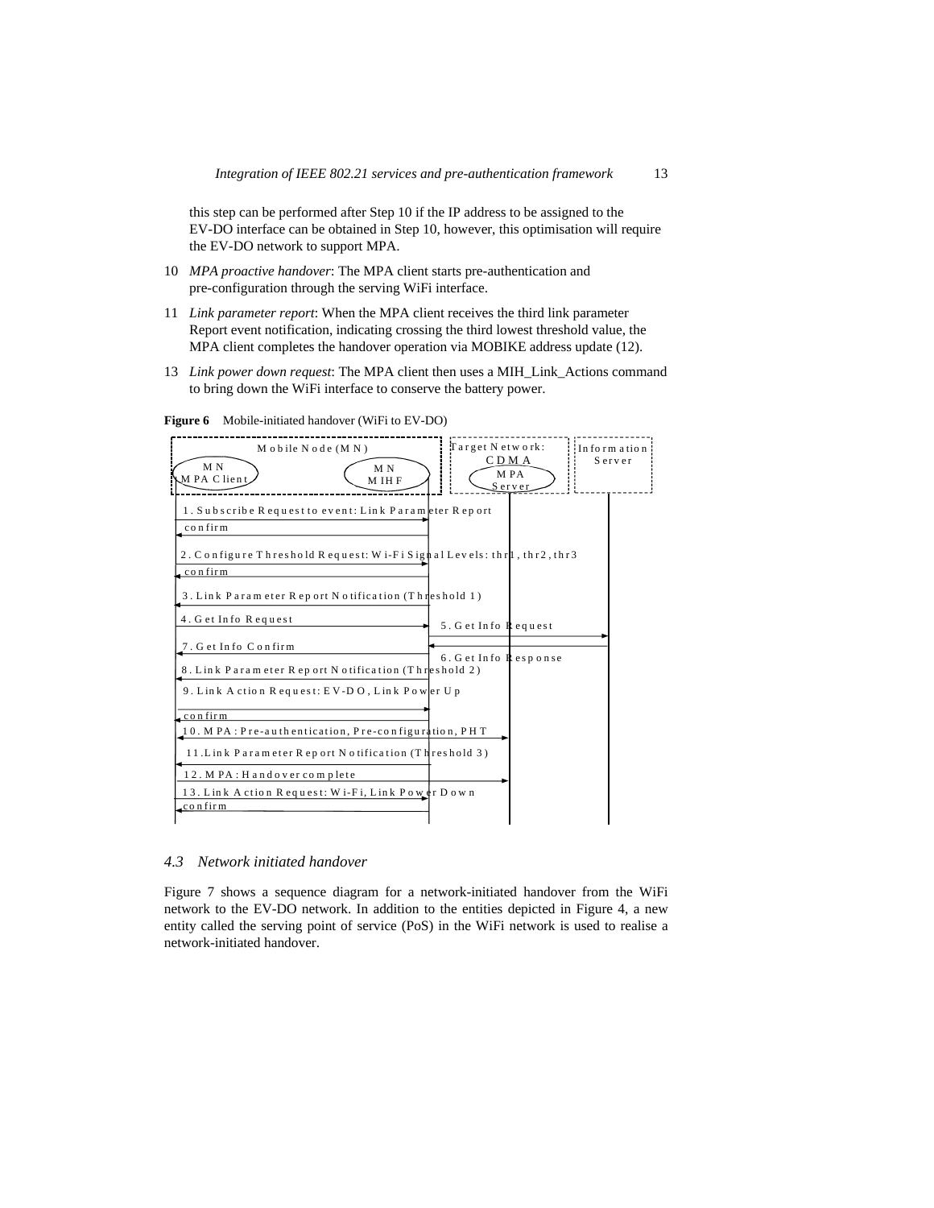this step can be performed after Step 10 if the IP address to be assigned to the EV-DO interface can be obtained in Step 10, however, this optimisation will require the EV-DO network to support MPA.

10 *MPA proactive handover*: The MPA client starts pre-authentication and pre-configuration through the serving WiFi interface.

11 *Link parameter report*: When the MPA client receives the third link parameter Report event notification, indicating crossing the third lowest threshold value, the MPA client completes the handover operation via MOBIKE address update (12).

13 *Link power down request*: The MPA client then uses a MIH_Link_Actions command to bring down the WiFi interface to conserve the battery power.

**Figure 6** Mobile-initiated handover (WiFi to EV-DO)

Mobile Node (MN): MN MPA Client, MN MIHF
Target Network: CDMA, MPA Server
Information Server

1. Subscribe Request to event: Link Parameter Report
confirm
2. Configure Threshold Request: Wi-Fi Signal Levels: thr1, thr2, thr3
confirm
3. Link Parameter Report Notification (Threshold 1)
4. Get Info Request
5. Get Info Request
6. Get Info Response
7. Get Info Confirm
8. Link Parameter Report Notification (Threshold 2)
9. Link Action Request: EV-DO, Link Power Up
confirm
10. MPA: Pre-authentication, Pre-configuration, PHT
11. Link Parameter Report Notification (Threshold 3)
12. MPA: Handover complete
13. Link Action Request: Wi-Fi, Link Power Down
confirm

### 4.3 Network initiated handover

Figure 7 shows a sequence diagram for a network-initiated handover from the WiFi network to the EV-DO network. In addition to the entities depicted in Figure 4, a new entity called the serving point of service (PoS) in the WiFi network is used to realise a network-initiated handover.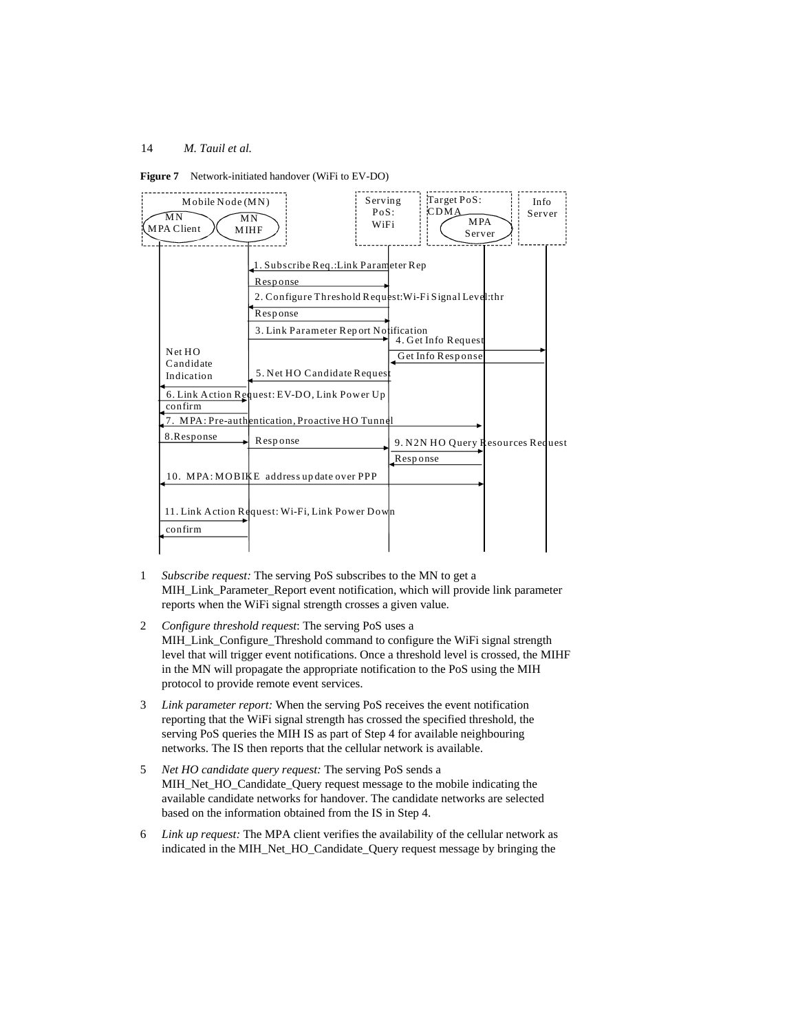**Figure 7** Network-initiated handover (WiFi to EV-DO)

1 *Subscribe request:* The serving PoS subscribes to the MN to get a MIH_Link_Parameter_Report event notification, which will provide link parameter reports when the WiFi signal strength crosses a given value.

2 *Configure threshold request*: The serving PoS uses a MIH_Link_Configure_Threshold command to configure the WiFi signal strength level that will trigger event notifications. Once a threshold level is crossed, the MIHF in the MN will propagate the appropriate notification to the PoS using the MIH protocol to provide remote event services.

3 *Link parameter report:* When the serving PoS receives the event notification reporting that the WiFi signal strength has crossed the specified threshold, the serving PoS queries the MIH IS as part of Step 4 for available neighbouring networks. The IS then reports that the cellular network is available.

5 *Net HO candidate query request:* The serving PoS sends a MIH_Net_HO_Candidate_Query request message to the mobile indicating the available candidate networks for handover. The candidate networks are selected based on the information obtained from the IS in Step 4.

6 *Link up request:* The MPA client verifies the availability of the cellular network as indicated in the MIH_Net_HO_Candidate_Query request message by bringing the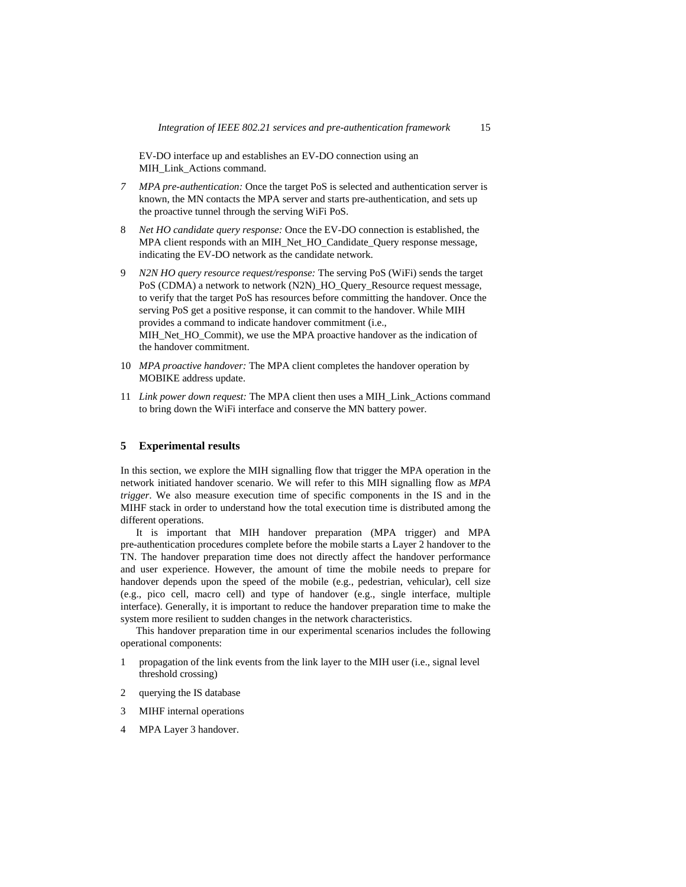EV-DO interface up and establishes an EV-DO connection using an MIH_Link_Actions command.

7 *MPA pre-authentication:* Once the target PoS is selected and authentication server is known, the MN contacts the MPA server and starts pre-authentication, and sets up the proactive tunnel through the serving WiFi PoS.

8 *Net HO candidate query response:* Once the EV-DO connection is established, the MPA client responds with an MIH_Net_HO_Candidate_Query response message, indicating the EV-DO network as the candidate network.

9 *N2N HO query resource request/response:* The serving PoS (WiFi) sends the target PoS (CDMA) a network to network (N2N)_HO_Query_Resource request message, to verify that the target PoS has resources before committing the handover. Once the serving PoS get a positive response, it can commit to the handover. While MIH provides a command to indicate handover commitment (i.e., MIH_Net_HO_Commit), we use the MPA proactive handover as the indication of the handover commitment.

10 *MPA proactive handover:* The MPA client completes the handover operation by MOBIKE address update.

11 *Link power down request:* The MPA client then uses a MIH_Link_Actions command to bring down the WiFi interface and conserve the MN battery power.

## 5 Experimental results

In this section, we explore the MIH signalling flow that trigger the MPA operation in the network initiated handover scenario. We will refer to this MIH signalling flow as *MPA trigger*. We also measure execution time of specific components in the IS and in the MIHF stack in order to understand how the total execution time is distributed among the different operations.

It is important that MIH handover preparation (MPA trigger) and MPA pre-authentication procedures complete before the mobile starts a Layer 2 handover to the TN. The handover preparation time does not directly affect the handover performance and user experience. However, the amount of time the mobile needs to prepare for handover depends upon the speed of the mobile (e.g., pedestrian, vehicular), cell size (e.g., pico cell, macro cell) and type of handover (e.g., single interface, multiple interface). Generally, it is important to reduce the handover preparation time to make the system more resilient to sudden changes in the network characteristics.

This handover preparation time in our experimental scenarios includes the following operational components:

1 propagation of the link events from the link layer to the MIH user (i.e., signal level threshold crossing)

2 querying the IS database

3 MIHF internal operations

4 MPA Layer 3 handover.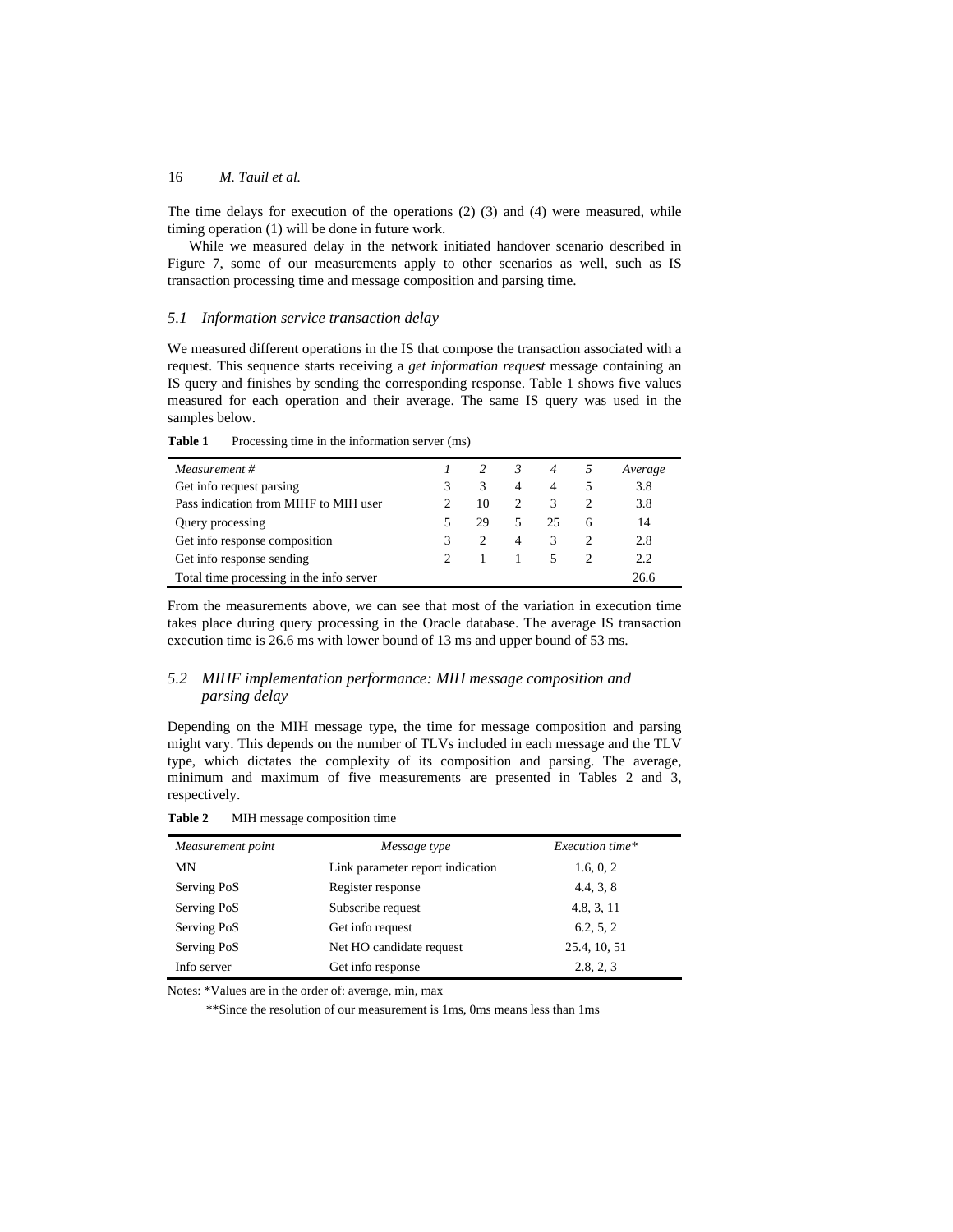The time delays for execution of the operations (2) (3) and (4) were measured, while timing operation (1) will be done in future work.

While we measured delay in the network initiated handover scenario described in Figure 7, some of our measurements apply to other scenarios as well, such as IS transaction processing time and message composition and parsing time.

### *5.1 Information service transaction delay*

We measured different operations in the IS that compose the transaction associated with a request. This sequence starts receiving a *get information request* message containing an IS query and finishes by sending the corresponding response. Table 1 shows five values measured for each operation and their average. The same IS query was used in the samples below.

**Table 1** Processing time in the information server (ms)

| *Measurement #* | *1* | *2* | *3* | *4* | *5* | *Average* |
|---|---|---|---|---|---|---|
| Get info request parsing | 3 | 3 | 4 | 4 | 5 | 3.8 |
| Pass indication from MIHF to MIH user | 2 | 10 | 2 | 3 | 2 | 3.8 |
| Query processing | 5 | 29 | 5 | 25 | 6 | 14 |
| Get info response composition | 3 | 2 | 4 | 3 | 2 | 2.8 |
| Get info response sending | 2 | 1 | 1 | 5 | 2 | 2.2 |
| Total time processing in the info server | | | | | | 26.6 |

From the measurements above, we can see that most of the variation in execution time takes place during query processing in the Oracle database. The average IS transaction execution time is 26.6 ms with lower bound of 13 ms and upper bound of 53 ms.

### *5.2 MIHF implementation performance: MIH message composition and parsing delay*

Depending on the MIH message type, the time for message composition and parsing might vary. This depends on the number of TLVs included in each message and the TLV type, which dictates the complexity of its composition and parsing. The average, minimum and maximum of five measurements are presented in Tables 2 and 3, respectively.

**Table 2** MIH message composition time

| *Measurement point* | *Message type* | *Execution time\** |
|---|---|---|
| MN | Link parameter report indication | 1.6, 0, 2 |
| Serving PoS | Register response | 4.4, 3, 8 |
| Serving PoS | Subscribe request | 4.8, 3, 11 |
| Serving PoS | Get info request | 6.2, 5, 2 |
| Serving PoS | Net HO candidate request | 25.4, 10, 51 |
| Info server | Get info response | 2.8, 2, 3 |

Notes: *Values are in the order of: average, min, max

**Since the resolution of our measurement is 1ms, 0ms means less than 1ms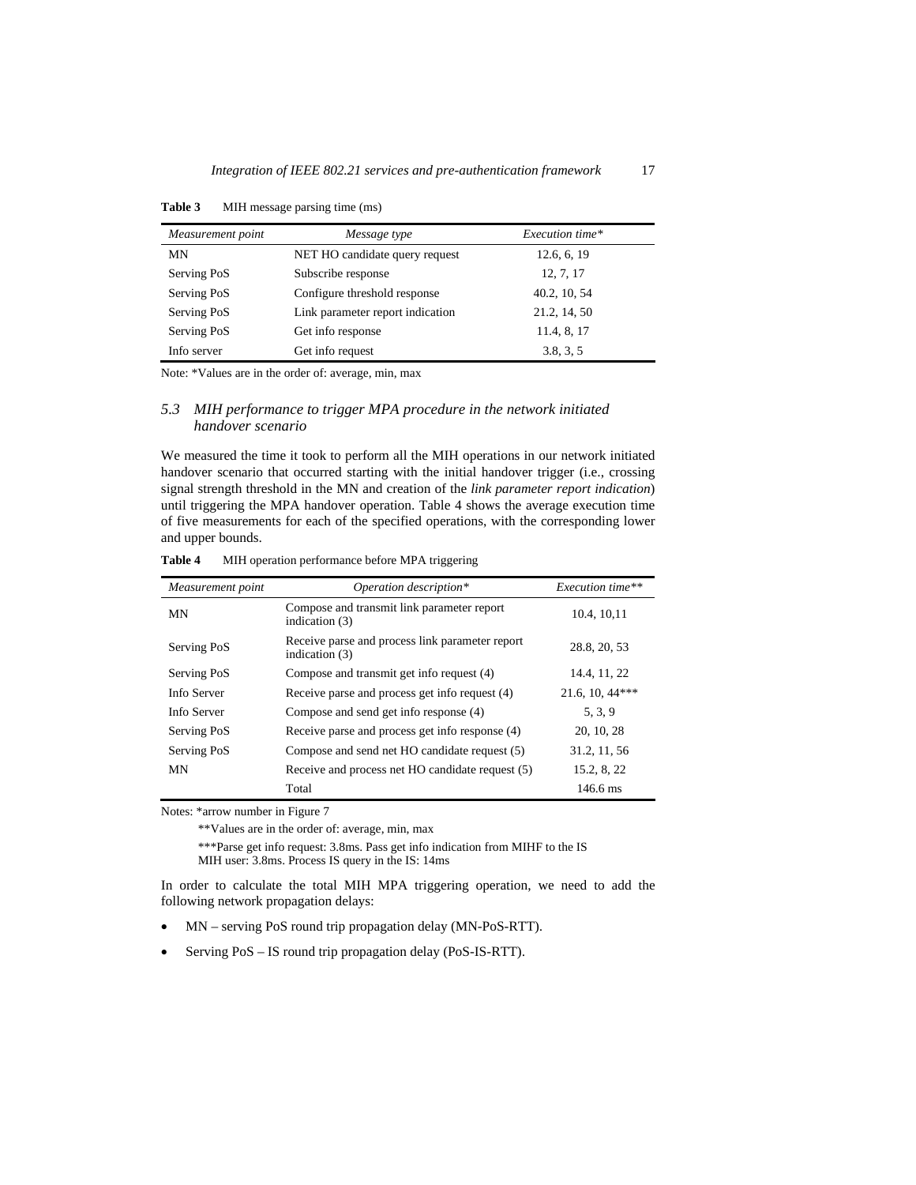**Table 3** MIH message parsing time (ms)

| *Measurement point* | *Message type* | *Execution time\** |
|---|---|---|
| MN | NET HO candidate query request | 12.6, 6, 19 |
| Serving PoS | Subscribe response | 12, 7, 17 |
| Serving PoS | Configure threshold response | 40.2, 10, 54 |
| Serving PoS | Link parameter report indication | 21.2, 14, 50 |
| Serving PoS | Get info response | 11.4, 8, 17 |
| Info server | Get info request | 3.8, 3, 5 |

Note: *Values are in the order of: average, min, max

### 5.3 MIH performance to trigger MPA procedure in the network initiated handover scenario

We measured the time it took to perform all the MIH operations in our network initiated handover scenario that occurred starting with the initial handover trigger (i.e., crossing signal strength threshold in the MN and creation of the *link parameter report indication*) until triggering the MPA handover operation. Table 4 shows the average execution time of five measurements for each of the specified operations, with the corresponding lower and upper bounds.

**Table 4** MIH operation performance before MPA triggering

| *Measurement point* | *Operation description\** | *Execution time\*\** |
|---|---|---|
| MN | Compose and transmit link parameter report indication (3) | 10.4, 10,11 |
| Serving PoS | Receive parse and process link parameter report indication (3) | 28.8, 20, 53 |
| Serving PoS | Compose and transmit get info request (4) | 14.4, 11, 22 |
| Info Server | Receive parse and process get info request (4) | 21.6, 10, 44\*\*\* |
| Info Server | Compose and send get info response (4) | 5, 3, 9 |
| Serving PoS | Receive parse and process get info response (4) | 20, 10, 28 |
| Serving PoS | Compose and send net HO candidate request (5) | 31.2, 11, 56 |
| MN | Receive and process net HO candidate request (5) | 15.2, 8, 22 |
| | Total | 146.6 ms |

Notes: *arrow number in Figure 7

**Values are in the order of: average, min, max

***Parse get info request: 3.8ms. Pass get info indication from MIHF to the IS MIH user: 3.8ms. Process IS query in the IS: 14ms

In order to calculate the total MIH MPA triggering operation, we need to add the following network propagation delays:

- MN – serving PoS round trip propagation delay (MN-PoS-RTT).
- Serving PoS – IS round trip propagation delay (PoS-IS-RTT).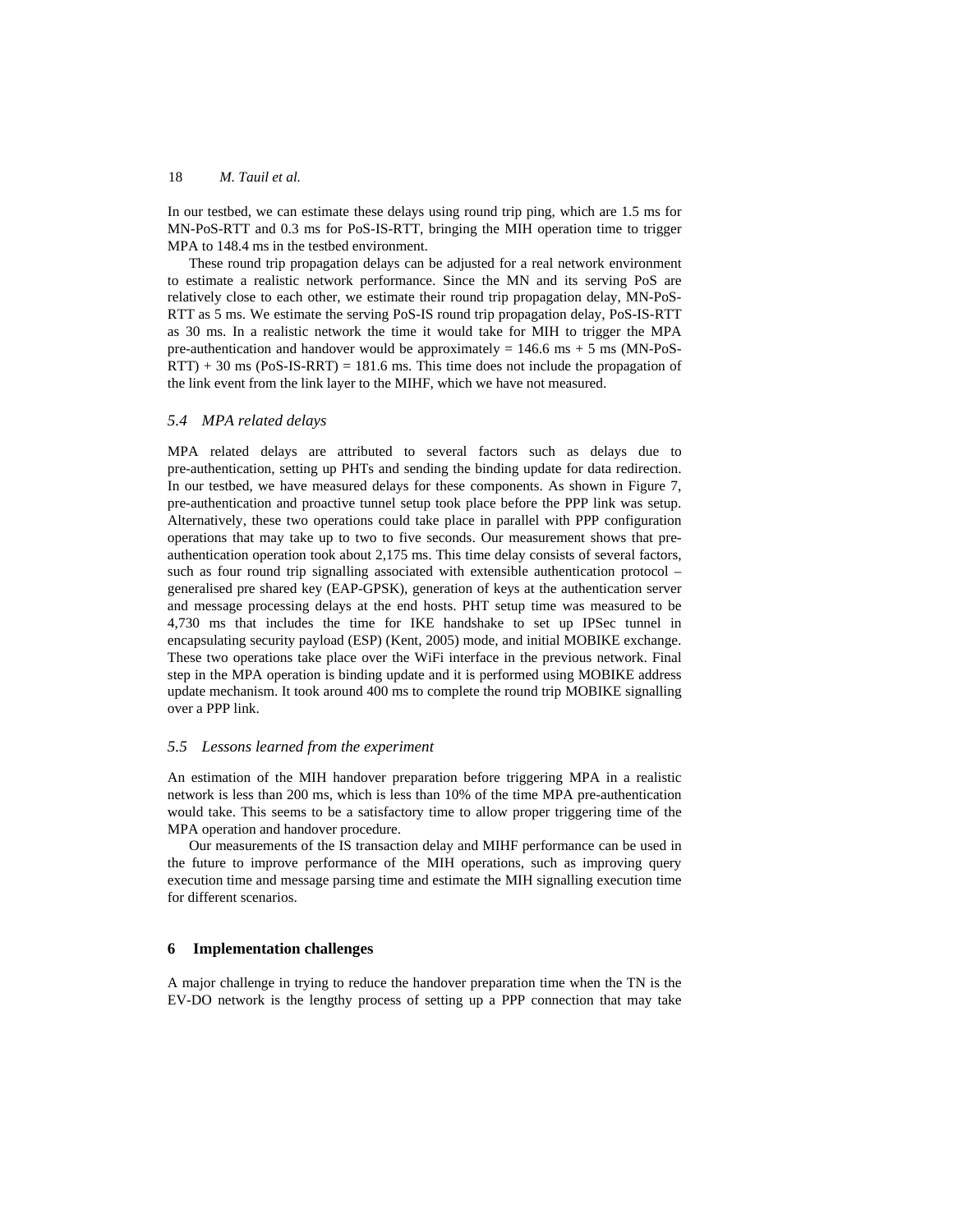In our testbed, we can estimate these delays using round trip ping, which are 1.5 ms for MN-PoS-RTT and 0.3 ms for PoS-IS-RTT, bringing the MIH operation time to trigger MPA to 148.4 ms in the testbed environment.

These round trip propagation delays can be adjusted for a real network environment to estimate a realistic network performance. Since the MN and its serving PoS are relatively close to each other, we estimate their round trip propagation delay, MN-PoS-RTT as 5 ms. We estimate the serving PoS-IS round trip propagation delay, PoS-IS-RTT as 30 ms. In a realistic network the time it would take for MIH to trigger the MPA pre-authentication and handover would be approximately = 146.6 ms + 5 ms (MN-PoS-RTT) + 30 ms (PoS-IS-RRT) = 181.6 ms. This time does not include the propagation of the link event from the link layer to the MIHF, which we have not measured.

### *5.4 MPA related delays*

MPA related delays are attributed to several factors such as delays due to pre-authentication, setting up PHTs and sending the binding update for data redirection. In our testbed, we have measured delays for these components. As shown in Figure 7, pre-authentication and proactive tunnel setup took place before the PPP link was setup. Alternatively, these two operations could take place in parallel with PPP configuration operations that may take up to two to five seconds. Our measurement shows that pre-authentication operation took about 2,175 ms. This time delay consists of several factors, such as four round trip signalling associated with extensible authentication protocol – generalised pre shared key (EAP-GPSK), generation of keys at the authentication server and message processing delays at the end hosts. PHT setup time was measured to be 4,730 ms that includes the time for IKE handshake to set up IPSec tunnel in encapsulating security payload (ESP) (Kent, 2005) mode, and initial MOBIKE exchange. These two operations take place over the WiFi interface in the previous network. Final step in the MPA operation is binding update and it is performed using MOBIKE address update mechanism. It took around 400 ms to complete the round trip MOBIKE signalling over a PPP link.

### *5.5 Lessons learned from the experiment*

An estimation of the MIH handover preparation before triggering MPA in a realistic network is less than 200 ms, which is less than 10% of the time MPA pre-authentication would take. This seems to be a satisfactory time to allow proper triggering time of the MPA operation and handover procedure.

Our measurements of the IS transaction delay and MIHF performance can be used in the future to improve performance of the MIH operations, such as improving query execution time and message parsing time and estimate the MIH signalling execution time for different scenarios.

## 6 Implementation challenges

A major challenge in trying to reduce the handover preparation time when the TN is the EV-DO network is the lengthy process of setting up a PPP connection that may take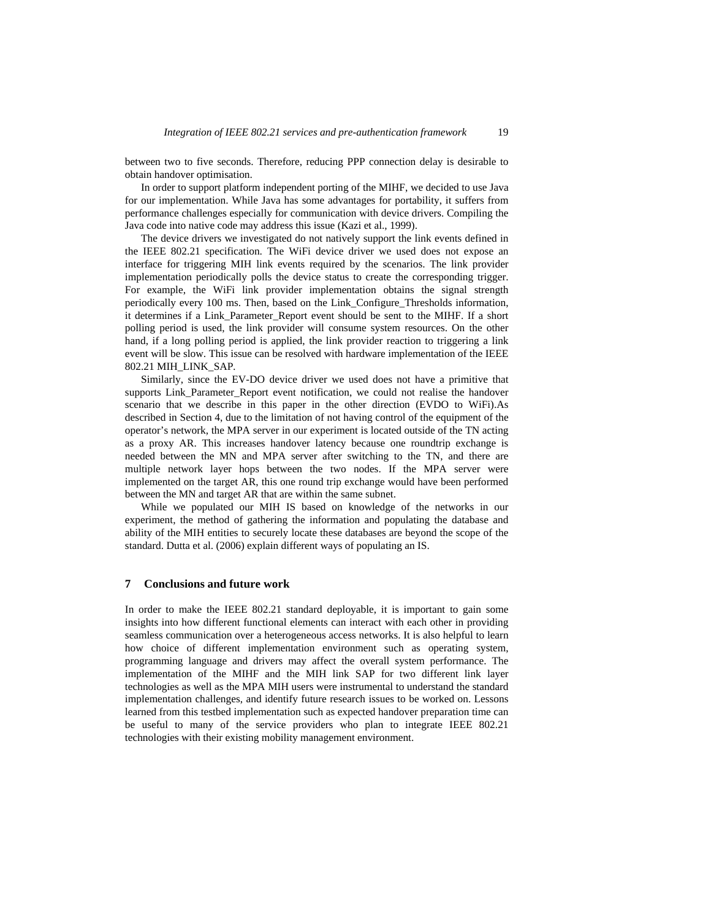between two to five seconds. Therefore, reducing PPP connection delay is desirable to obtain handover optimisation.

In order to support platform independent porting of the MIHF, we decided to use Java for our implementation. While Java has some advantages for portability, it suffers from performance challenges especially for communication with device drivers. Compiling the Java code into native code may address this issue (Kazi et al., 1999).

The device drivers we investigated do not natively support the link events defined in the IEEE 802.21 specification. The WiFi device driver we used does not expose an interface for triggering MIH link events required by the scenarios. The link provider implementation periodically polls the device status to create the corresponding trigger. For example, the WiFi link provider implementation obtains the signal strength periodically every 100 ms. Then, based on the Link_Configure_Thresholds information, it determines if a Link_Parameter_Report event should be sent to the MIHF. If a short polling period is used, the link provider will consume system resources. On the other hand, if a long polling period is applied, the link provider reaction to triggering a link event will be slow. This issue can be resolved with hardware implementation of the IEEE 802.21 MIH_LINK_SAP.

Similarly, since the EV-DO device driver we used does not have a primitive that supports Link_Parameter_Report event notification, we could not realise the handover scenario that we describe in this paper in the other direction (EVDO to WiFi).As described in Section 4, due to the limitation of not having control of the equipment of the operator's network, the MPA server in our experiment is located outside of the TN acting as a proxy AR. This increases handover latency because one roundtrip exchange is needed between the MN and MPA server after switching to the TN, and there are multiple network layer hops between the two nodes. If the MPA server were implemented on the target AR, this one round trip exchange would have been performed between the MN and target AR that are within the same subnet.

While we populated our MIH IS based on knowledge of the networks in our experiment, the method of gathering the information and populating the database and ability of the MIH entities to securely locate these databases are beyond the scope of the standard. Dutta et al. (2006) explain different ways of populating an IS.

## 7 Conclusions and future work

In order to make the IEEE 802.21 standard deployable, it is important to gain some insights into how different functional elements can interact with each other in providing seamless communication over a heterogeneous access networks. It is also helpful to learn how choice of different implementation environment such as operating system, programming language and drivers may affect the overall system performance. The implementation of the MIHF and the MIH link SAP for two different link layer technologies as well as the MPA MIH users were instrumental to understand the standard implementation challenges, and identify future research issues to be worked on. Lessons learned from this testbed implementation such as expected handover preparation time can be useful to many of the service providers who plan to integrate IEEE 802.21 technologies with their existing mobility management environment.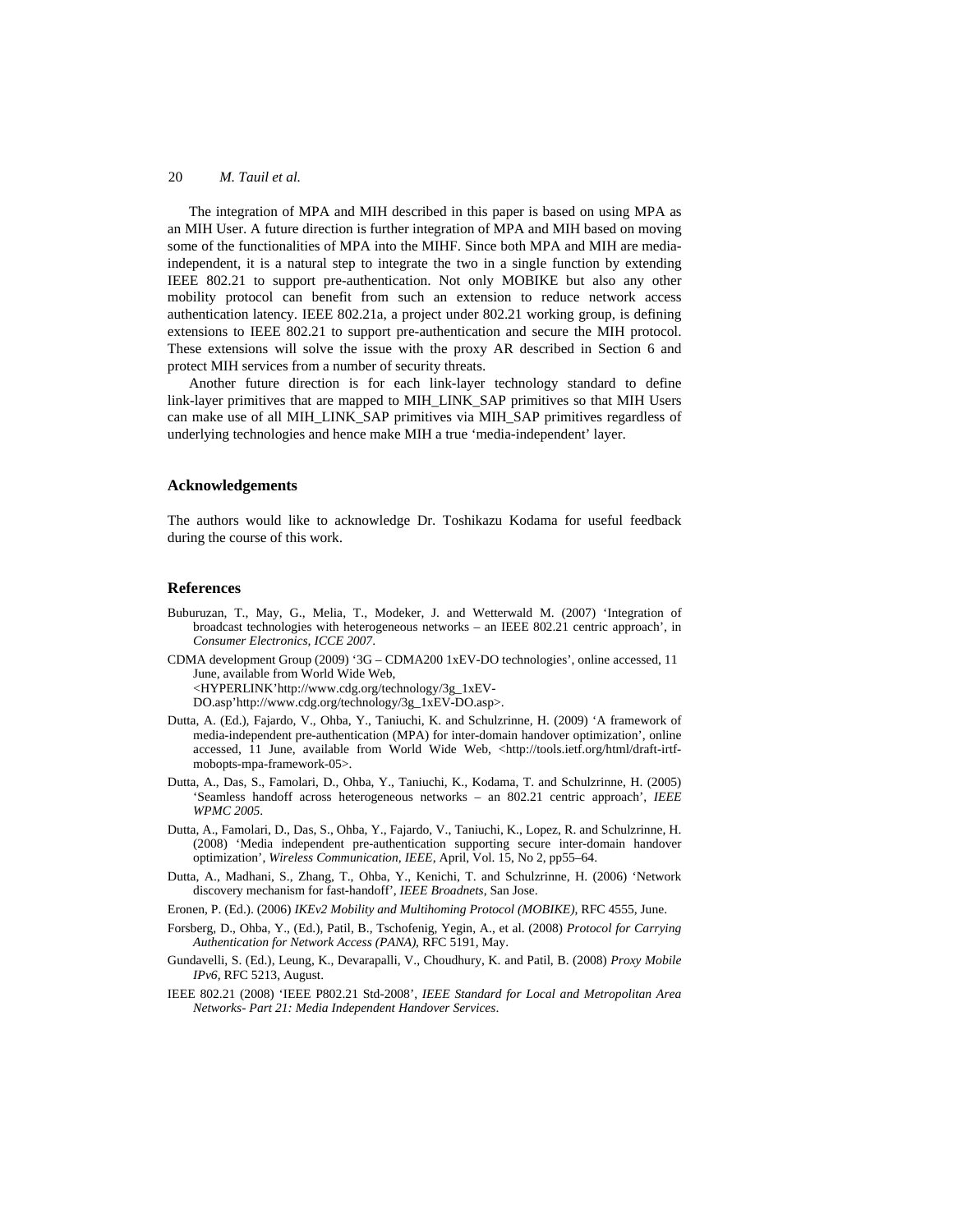The integration of MPA and MIH described in this paper is based on using MPA as an MIH User. A future direction is further integration of MPA and MIH based on moving some of the functionalities of MPA into the MIHF. Since both MPA and MIH are media-independent, it is a natural step to integrate the two in a single function by extending IEEE 802.21 to support pre-authentication. Not only MOBIKE but also any other mobility protocol can benefit from such an extension to reduce network access authentication latency. IEEE 802.21a, a project under 802.21 working group, is defining extensions to IEEE 802.21 to support pre-authentication and secure the MIH protocol. These extensions will solve the issue with the proxy AR described in Section 6 and protect MIH services from a number of security threats.

Another future direction is for each link-layer technology standard to define link-layer primitives that are mapped to MIH_LINK_SAP primitives so that MIH Users can make use of all MIH_LINK_SAP primitives via MIH_SAP primitives regardless of underlying technologies and hence make MIH a true 'media-independent' layer.

## Acknowledgements

The authors would like to acknowledge Dr. Toshikazu Kodama for useful feedback during the course of this work.

## References

Buburuzan, T., May, G., Melia, T., Modeker, J. and Wetterwald M. (2007) 'Integration of broadcast technologies with heterogeneous networks – an IEEE 802.21 centric approach', in *Consumer Electronics, ICCE 2007*.

CDMA development Group (2009) '3G – CDMA200 1xEV-DO technologies', online accessed, 11 June, available from World Wide Web, <HYPERLINK'http://www.cdg.org/technology/3g_1xEV-DO.asp'http://www.cdg.org/technology/3g_1xEV-DO.asp>.

Dutta, A. (Ed.), Fajardo, V., Ohba, Y., Taniuchi, K. and Schulzrinne, H. (2009) 'A framework of media-independent pre-authentication (MPA) for inter-domain handover optimization', online accessed, 11 June, available from World Wide Web, <http://tools.ietf.org/html/draft-irtf-mobopts-mpa-framework-05>.

Dutta, A., Das, S., Famolari, D., Ohba, Y., Taniuchi, K., Kodama, T. and Schulzrinne, H. (2005) 'Seamless handoff across heterogeneous networks – an 802.21 centric approach', *IEEE WPMC 2005*.

Dutta, A., Famolari, D., Das, S., Ohba, Y., Fajardo, V., Taniuchi, K., Lopez, R. and Schulzrinne, H. (2008) 'Media independent pre-authentication supporting secure inter-domain handover optimization', *Wireless Communication, IEEE*, April, Vol. 15, No 2, pp55–64.

Dutta, A., Madhani, S., Zhang, T., Ohba, Y., Kenichi, T. and Schulzrinne, H. (2006) 'Network discovery mechanism for fast-handoff', *IEEE Broadnets*, San Jose.

Eronen, P. (Ed.). (2006) *IKEv2 Mobility and Multihoming Protocol (MOBIKE)*, RFC 4555, June.

Forsberg, D., Ohba, Y., (Ed.), Patil, B., Tschofenig, Yegin, A., et al. (2008) *Protocol for Carrying Authentication for Network Access (PANA)*, RFC 5191, May.

Gundavelli, S. (Ed.), Leung, K., Devarapalli, V., Choudhury, K. and Patil, B. (2008) *Proxy Mobile IPv6*, RFC 5213, August.

IEEE 802.21 (2008) 'IEEE P802.21 Std-2008', *IEEE Standard for Local and Metropolitan Area Networks- Part 21: Media Independent Handover Services*.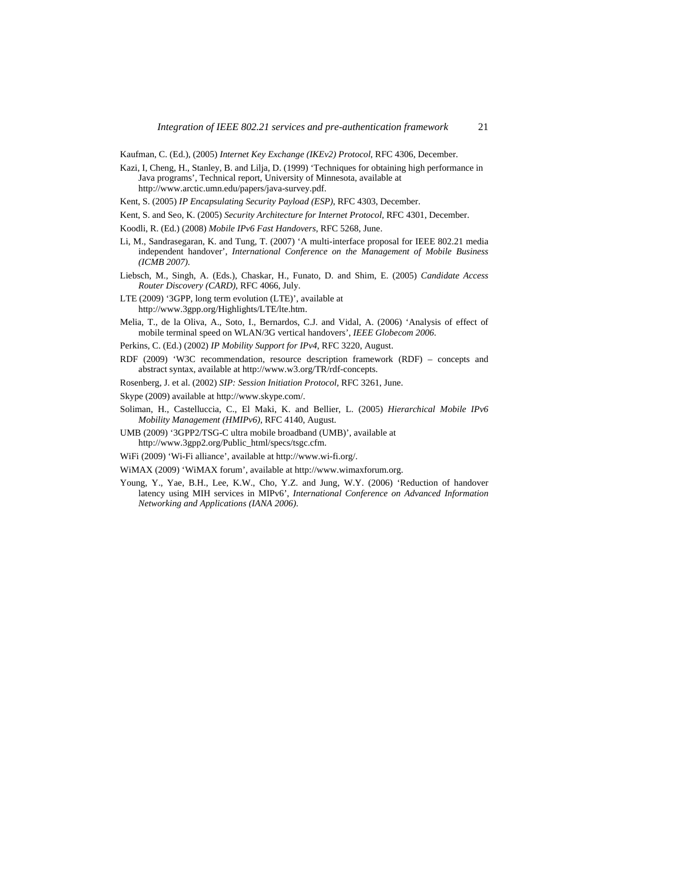Kaufman, C. (Ed.), (2005) *Internet Key Exchange (IKEv2) Protocol*, RFC 4306, December.

Kazi, I, Cheng, H., Stanley, B. and Lilja, D. (1999) 'Techniques for obtaining high performance in Java programs', Technical report, University of Minnesota, available at http://www.arctic.umn.edu/papers/java-survey.pdf.

Kent, S. (2005) *IP Encapsulating Security Payload (ESP)*, RFC 4303, December.

Kent, S. and Seo, K. (2005) *Security Architecture for Internet Protocol*, RFC 4301, December.

Koodli, R. (Ed.) (2008) *Mobile IPv6 Fast Handovers*, RFC 5268, June.

Li, M., Sandrasegaran, K. and Tung, T. (2007) 'A multi-interface proposal for IEEE 802.21 media independent handover', *International Conference on the Management of Mobile Business (ICMB 2007)*.

Liebsch, M., Singh, A. (Eds.), Chaskar, H., Funato, D. and Shim, E. (2005) *Candidate Access Router Discovery (CARD)*, RFC 4066, July.

LTE (2009) '3GPP, long term evolution (LTE)', available at http://www.3gpp.org/Highlights/LTE/lte.htm.

Melia, T., de la Oliva, A., Soto, I., Bernardos, C.J. and Vidal, A. (2006) 'Analysis of effect of mobile terminal speed on WLAN/3G vertical handovers', *IEEE Globecom 2006*.

Perkins, C. (Ed.) (2002) *IP Mobility Support for IPv4*, RFC 3220, August.

RDF (2009) 'W3C recommendation, resource description framework (RDF) – concepts and abstract syntax, available at http://www.w3.org/TR/rdf-concepts.

Rosenberg, J. et al. (2002) *SIP: Session Initiation Protocol*, RFC 3261, June.

Skype (2009) available at http://www.skype.com/.

Soliman, H., Castelluccia, C., El Maki, K. and Bellier, L. (2005) *Hierarchical Mobile IPv6 Mobility Management (HMIPv6)*, RFC 4140, August.

UMB (2009) '3GPP2/TSG-C ultra mobile broadband (UMB)', available at http://www.3gpp2.org/Public_html/specs/tsgc.cfm.

WiFi (2009) 'Wi-Fi alliance', available at http://www.wi-fi.org/.

WiMAX (2009) 'WiMAX forum', available at http://www.wimaxforum.org.

Young, Y., Yae, B.H., Lee, K.W., Cho, Y.Z. and Jung, W.Y. (2006) 'Reduction of handover latency using MIH services in MIPv6', *International Conference on Advanced Information Networking and Applications (IANA 2006)*.